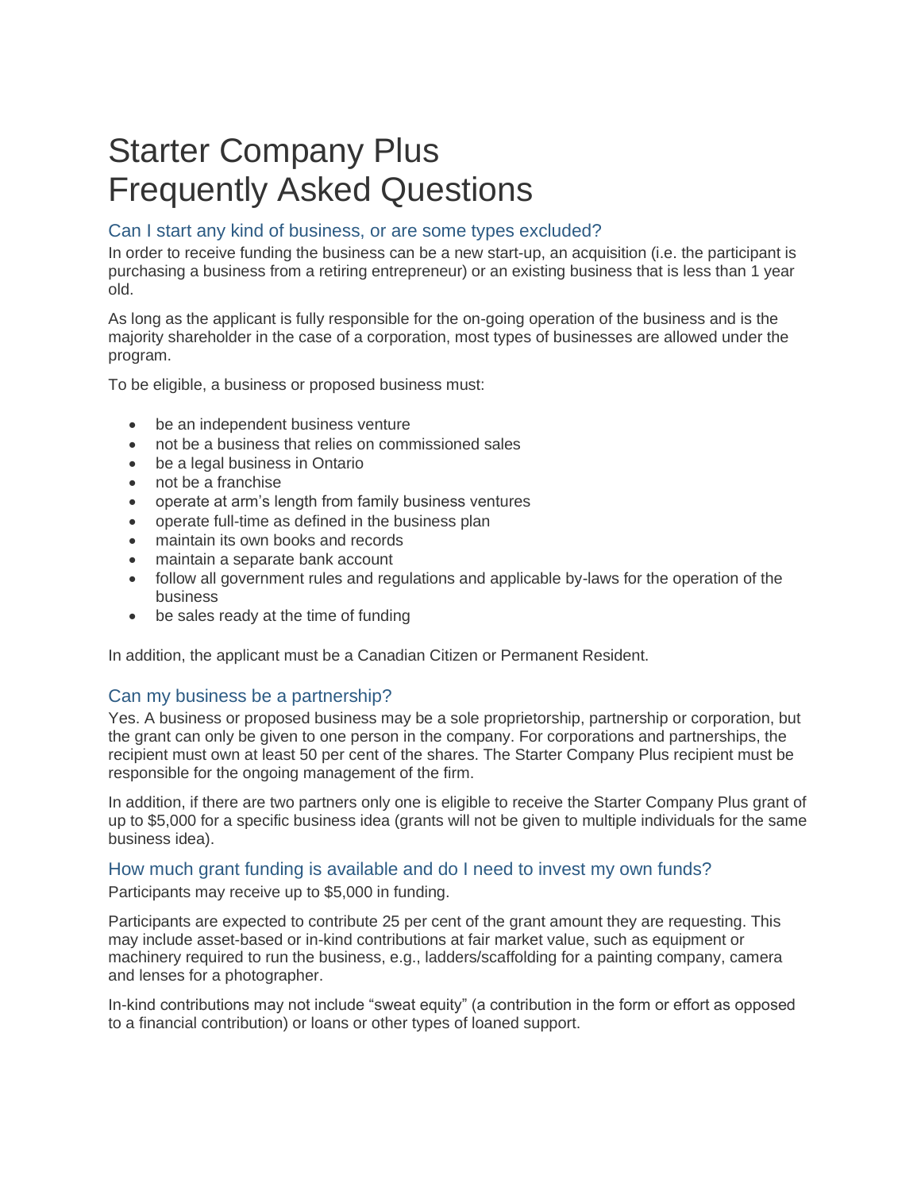# Starter Company Plus Frequently Asked Questions

## Can I start any kind of business, or are some types excluded?

In order to receive funding the business can be a new start-up, an acquisition (i.e. the participant is purchasing a business from a retiring entrepreneur) or an existing business that is less than 1 year old.

As long as the applicant is fully responsible for the on-going operation of the business and is the majority shareholder in the case of a corporation, most types of businesses are allowed under the program.

To be eligible, a business or proposed business must:

- be an independent business venture
- not be a business that relies on commissioned sales
- be a legal business in Ontario
- not be a franchise
- operate at arm's length from family business ventures
- operate full-time as defined in the business plan
- maintain its own books and records
- maintain a separate bank account
- follow all government rules and regulations and applicable by-laws for the operation of the business
- be sales ready at the time of funding

In addition, the applicant must be a Canadian Citizen or Permanent Resident.

## Can my business be a partnership?

Yes. A business or proposed business may be a sole proprietorship, partnership or corporation, but the grant can only be given to one person in the company. For corporations and partnerships, the recipient must own at least 50 per cent of the shares. The Starter Company Plus recipient must be responsible for the ongoing management of the firm.

In addition, if there are two partners only one is eligible to receive the Starter Company Plus grant of up to $5,000 for a specific business idea (grants will not be given to multiple individuals for the same business idea).

## How much grant funding is available and do I need to invest my own funds?

Participants may receive up to $5,000 in funding.

Participants are expected to contribute 25 per cent of the grant amount they are requesting. This may include asset-based or in-kind contributions at fair market value, such as equipment or machinery required to run the business, e.g., ladders/scaffolding for a painting company, camera and lenses for a photographer.

In-kind contributions may not include "sweat equity" (a contribution in the form or effort as opposed to a financial contribution) or loans or other types of loaned support.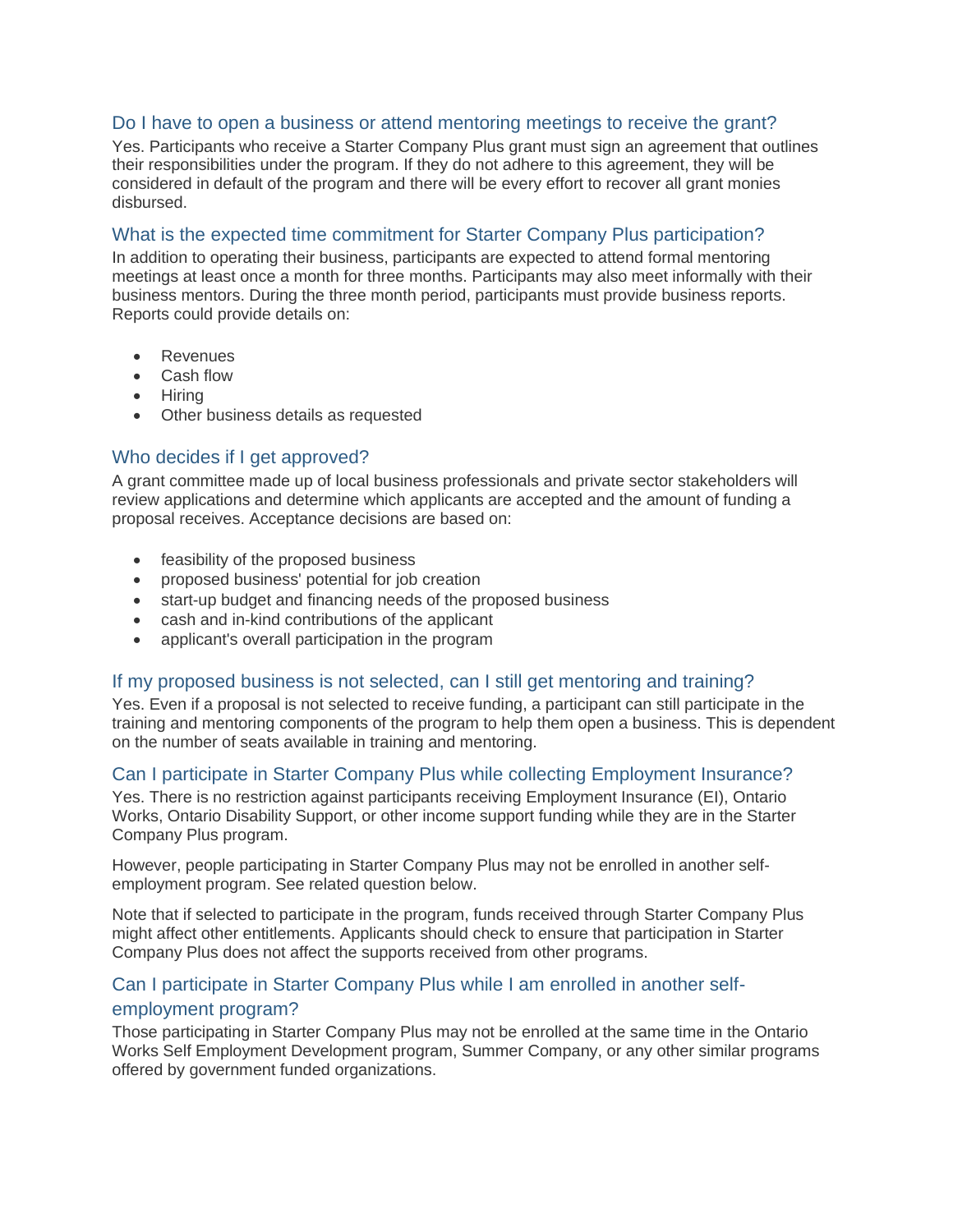### Do I have to open a business or attend mentoring meetings to receive the grant?

Yes. Participants who receive a Starter Company Plus grant must sign an agreement that outlines their responsibilities under the program. If they do not adhere to this agreement, they will be considered in default of the program and there will be every effort to recover all grant monies disbursed.

### What is the expected time commitment for Starter Company Plus participation?

In addition to operating their business, participants are expected to attend formal mentoring meetings at least once a month for three months. Participants may also meet informally with their business mentors. During the three month period, participants must provide business reports. Reports could provide details on:

- Revenues
- Cash flow
- Hiring
- Other business details as requested

### Who decides if I get approved?

A grant committee made up of local business professionals and private sector stakeholders will review applications and determine which applicants are accepted and the amount of funding a proposal receives. Acceptance decisions are based on:

- feasibility of the proposed business
- proposed business' potential for job creation
- start-up budget and financing needs of the proposed business
- cash and in-kind contributions of the applicant
- applicant's overall participation in the program

### If my proposed business is not selected, can I still get mentoring and training?

Yes. Even if a proposal is not selected to receive funding, a participant can still participate in the training and mentoring components of the program to help them open a business. This is dependent on the number of seats available in training and mentoring.

### Can I participate in Starter Company Plus while collecting Employment Insurance?

Yes. There is no restriction against participants receiving Employment Insurance (EI), Ontario Works, Ontario Disability Support, or other income support funding while they are in the Starter Company Plus program.

However, people participating in Starter Company Plus may not be enrolled in another self-employment program. See related question below.

Note that if selected to participate in the program, funds received through Starter Company Plus might affect other entitlements. Applicants should check to ensure that participation in Starter Company Plus does not affect the supports received from other programs.

### Can I participate in Starter Company Plus while I am enrolled in another self-employment program?

Those participating in Starter Company Plus may not be enrolled at the same time in the Ontario Works Self Employment Development program, Summer Company, or any other similar programs offered by government funded organizations.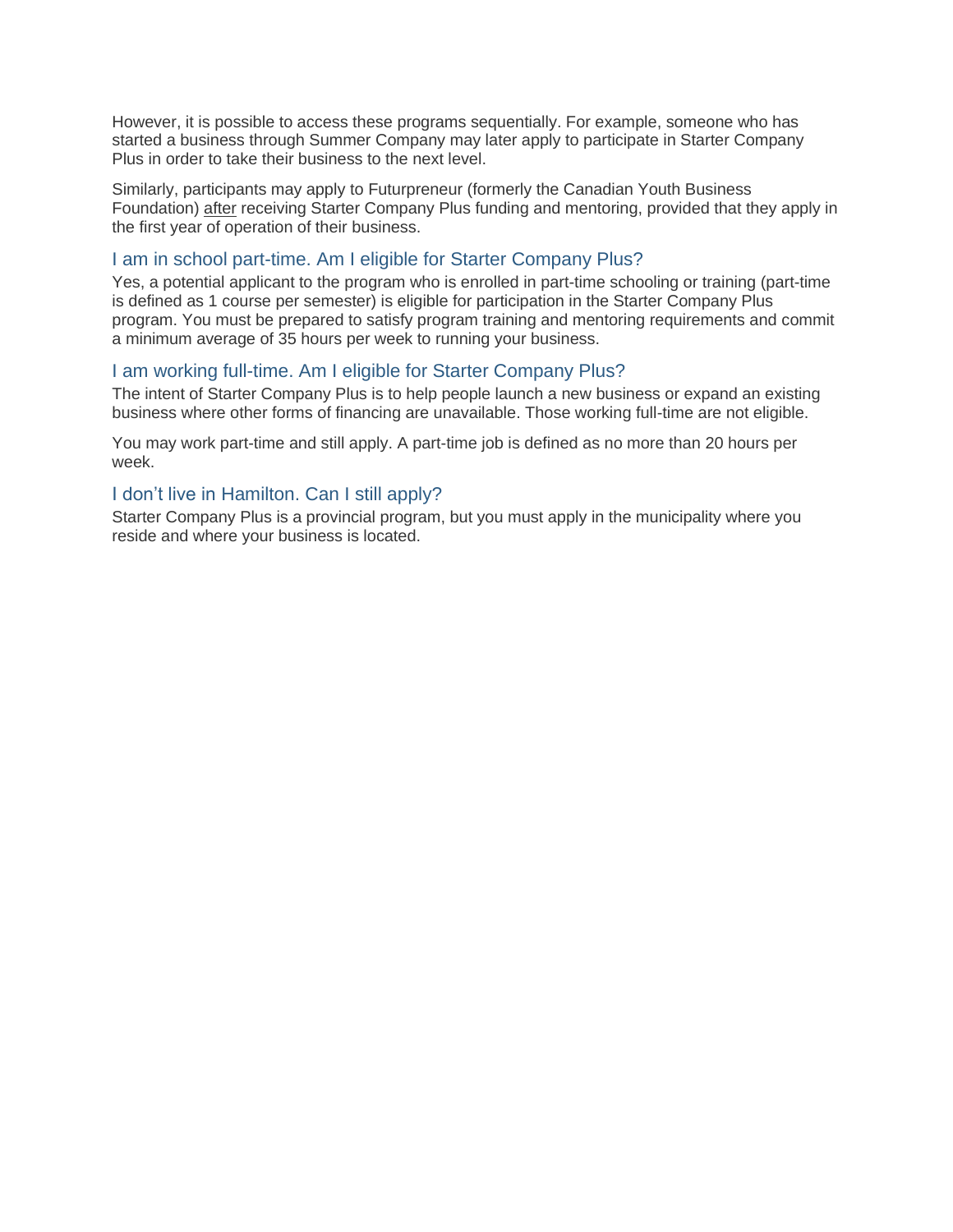However, it is possible to access these programs sequentially. For example, someone who has started a business through Summer Company may later apply to participate in Starter Company Plus in order to take their business to the next level.

Similarly, participants may apply to Futurpreneur (formerly the Canadian Youth Business Foundation) after receiving Starter Company Plus funding and mentoring, provided that they apply in the first year of operation of their business.

### I am in school part-time. Am I eligible for Starter Company Plus?

Yes, a potential applicant to the program who is enrolled in part-time schooling or training (part-time is defined as 1 course per semester) is eligible for participation in the Starter Company Plus program. You must be prepared to satisfy program training and mentoring requirements and commit a minimum average of 35 hours per week to running your business.

### I am working full-time. Am I eligible for Starter Company Plus?

The intent of Starter Company Plus is to help people launch a new business or expand an existing business where other forms of financing are unavailable. Those working full-time are not eligible.

You may work part-time and still apply. A part-time job is defined as no more than 20 hours per week.

### I don't live in Hamilton. Can I still apply?

Starter Company Plus is a provincial program, but you must apply in the municipality where you reside and where your business is located.